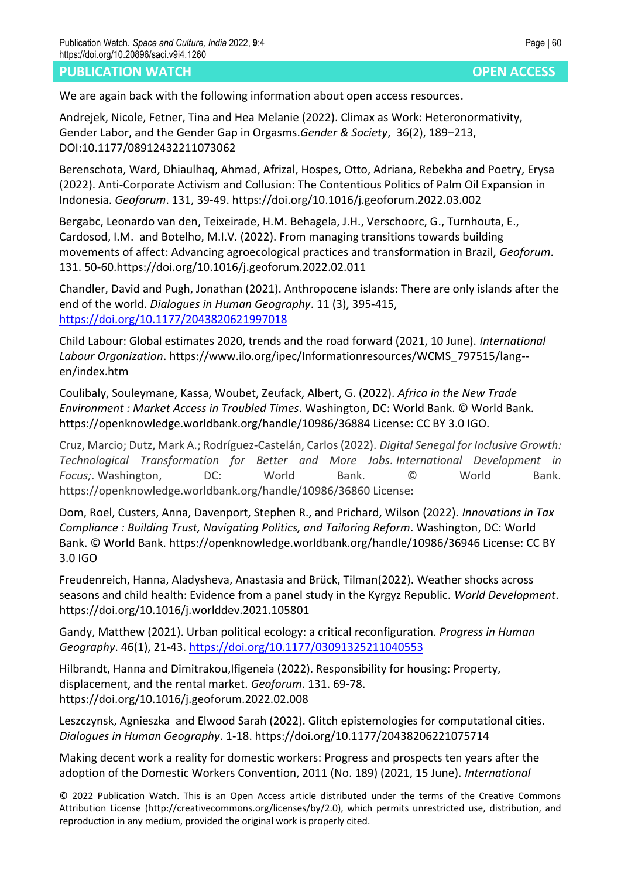# PUBLICATION WATCH

**OPEN ACCESS**

We are again back with the following information about open access resources.

Andrejek, Nicole, Fetner, Tina and Hea Melanie (2022). Climax as Work: Heteronormativity, Gender Labor, and the Gender Gap in Orgasms.*Gender & Society*, 36(2), 189–213, DOI:10.1177/08912432211073062

Berenschota, Ward, Dhiaulhaq, Ahmad, Afrizal, Hospes, Otto, Adriana, Rebekha and Poetry, Erysa (2022). Anti-Corporate Activism and Collusion: The Contentious Politics of Palm Oil Expansion in Indonesia. *Geoforum*. 131, 39-49. https://doi.org/10.1016/j.geoforum.2022.03.002

Bergabc, Leonardo van den, Teixeirade, H.M. Behagela, J.H., Verschoorc, G., Turnhouta, E., Cardosod, I.M. and Botelho, M.I.V. (2022). From managing transitions towards building movements of affect: Advancing agroecological practices and transformation in Brazil, *Geoforum*. 131. 50-60.https://doi.org/10.1016/j.geoforum.2022.02.011

Chandler, David and Pugh, Jonathan (2021). Anthropocene islands: There are only islands after the end of the world. *Dialogues in Human Geography*. 11 (3), 395-415, https://doi.org/10.1177/2043820621997018

Child Labour: Global estimates 2020, trends and the road forward (2021, 10 June). *International Labour Organization*. https://www.ilo.org/ipec/Informationresources/WCMS_797515/lang--en/index.htm

Coulibaly, Souleymane, Kassa, Woubet, Zeufack, Albert, G. (2022). *Africa in the New Trade Environment : Market Access in Troubled Times*. Washington, DC: World Bank. © World Bank. https://openknowledge.worldbank.org/handle/10986/36884 License: CC BY 3.0 IGO.

Cruz, Marcio; Dutz, Mark A.; Rodríguez-Castelán, Carlos (2022). *Digital Senegal for Inclusive Growth: Technological Transformation for Better and More Jobs. International Development in Focus;*. Washington, DC: World Bank. © World Bank. https://openknowledge.worldbank.org/handle/10986/36860 License:

Dom, Roel, Custers, Anna, Davenport, Stephen R., and Prichard, Wilson (2022). *Innovations in Tax Compliance : Building Trust, Navigating Politics, and Tailoring Reform*. Washington, DC: World Bank. © World Bank. https://openknowledge.worldbank.org/handle/10986/36946 License: CC BY 3.0 IGO

Freudenreich, Hanna, Aladysheva, Anastasia and Brück, Tilman(2022). Weather shocks across seasons and child health: Evidence from a panel study in the Kyrgyz Republic. *World Development*. https://doi.org/10.1016/j.worlddev.2021.105801

Gandy, Matthew (2021). Urban political ecology: a critical reconfiguration. *Progress in Human Geography*. 46(1), 21-43. https://doi.org/10.1177/03091325211040553

Hilbrandt, Hanna and Dimitrakou,Ifigeneia (2022). Responsibility for housing: Property, displacement, and the rental market. *Geoforum*. 131. 69-78. https://doi.org/10.1016/j.geoforum.2022.02.008

Leszczynsk, Agnieszka and Elwood Sarah (2022). Glitch epistemologies for computational cities. *Dialogues in Human Geography*. 1-18. https://doi.org/10.1177/20438206221075714

Making decent work a reality for domestic workers: Progress and prospects ten years after the adoption of the Domestic Workers Convention, 2011 (No. 189) (2021, 15 June). *International*

© 2022 Publication Watch. This is an Open Access article distributed under the terms of the Creative Commons Attribution License (http://creativecommons.org/licenses/by/2.0), which permits unrestricted use, distribution, and reproduction in any medium, provided the original work is properly cited.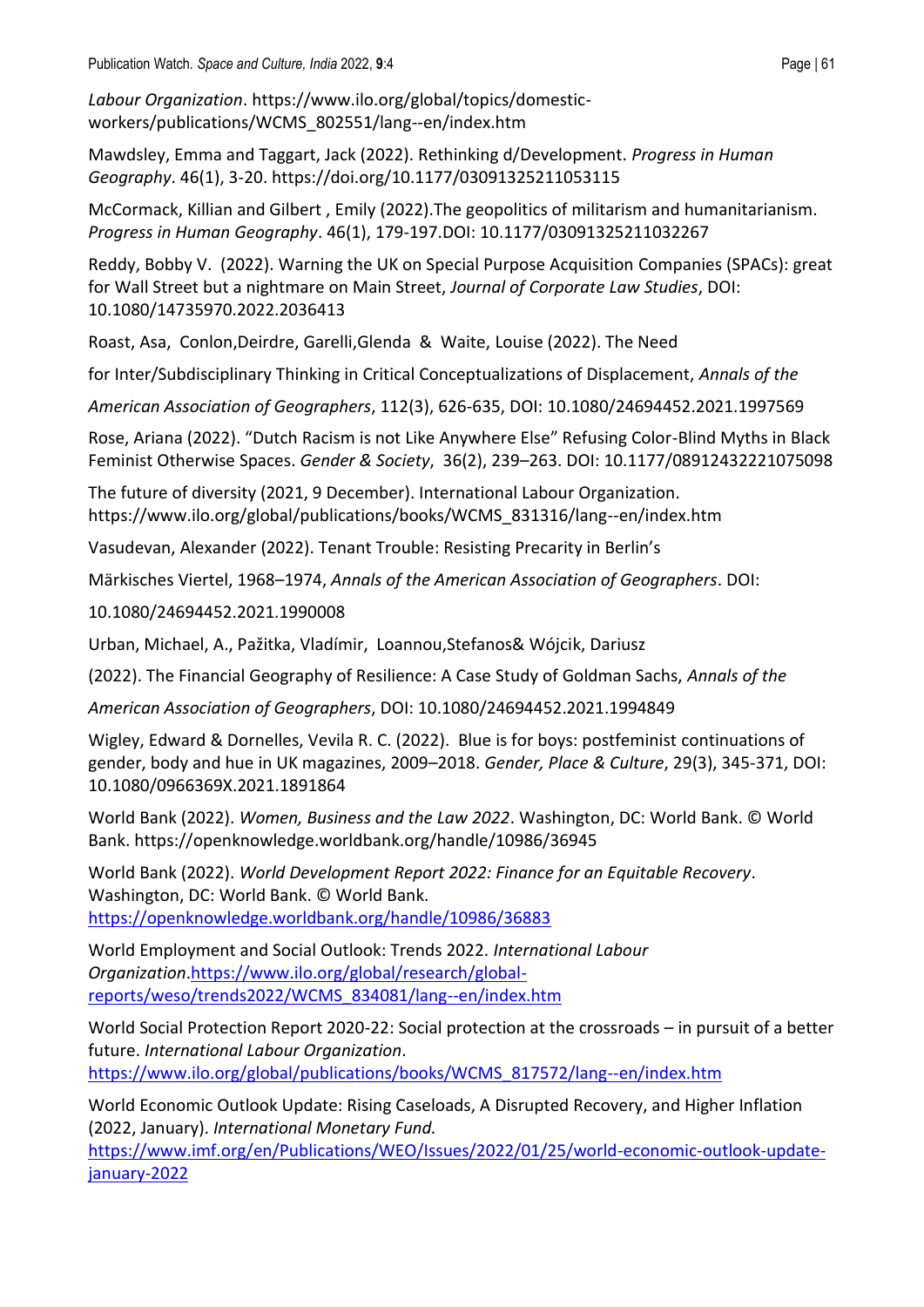*Labour Organization*. https://www.ilo.org/global/topics/domestic-workers/publications/WCMS_802551/lang--en/index.htm

Mawdsley, Emma and Taggart, Jack (2022). Rethinking d/Development. *Progress in Human Geography*. 46(1), 3-20. https://doi.org/10.1177/03091325211053115

McCormack, Killian and Gilbert , Emily (2022).The geopolitics of militarism and humanitarianism. *Progress in Human Geography*. 46(1), 179-197.DOI: 10.1177/03091325211032267

Reddy, Bobby V. (2022). Warning the UK on Special Purpose Acquisition Companies (SPACs): great for Wall Street but a nightmare on Main Street, *Journal of Corporate Law Studies*, DOI: 10.1080/14735970.2022.2036413

Roast, Asa, Conlon,Deirdre, Garelli,Glenda & Waite, Louise (2022). The Need for Inter/Subdisciplinary Thinking in Critical Conceptualizations of Displacement, *Annals of the American Association of Geographers*, 112(3), 626-635, DOI: 10.1080/24694452.2021.1997569

Rose, Ariana (2022). "Dutch Racism is not Like Anywhere Else" Refusing Color-Blind Myths in Black Feminist Otherwise Spaces. *Gender & Society*, 36(2), 239–263. DOI: 10.1177/08912432221075098

The future of diversity (2021, 9 December). International Labour Organization. https://www.ilo.org/global/publications/books/WCMS_831316/lang--en/index.htm

Vasudevan, Alexander (2022). Tenant Trouble: Resisting Precarity in Berlin's Märkisches Viertel, 1968–1974, *Annals of the American Association of Geographers*. DOI: 10.1080/24694452.2021.1990008

Urban, Michael, A., Pažitka, Vladimír, Loannou,Stefanos& Wójcik, Dariusz (2022). The Financial Geography of Resilience: A Case Study of Goldman Sachs, *Annals of the American Association of Geographers*, DOI: 10.1080/24694452.2021.1994849

Wigley, Edward & Dornelles, Vevila R. C. (2022). Blue is for boys: postfeminist continuations of gender, body and hue in UK magazines, 2009–2018. *Gender, Place & Culture*, 29(3), 345-371, DOI: 10.1080/0966369X.2021.1891864

World Bank (2022). *Women, Business and the Law 2022*. Washington, DC: World Bank. © World Bank. https://openknowledge.worldbank.org/handle/10986/36945

World Bank (2022). *World Development Report 2022: Finance for an Equitable Recovery*. Washington, DC: World Bank. © World Bank. https://openknowledge.worldbank.org/handle/10986/36883

World Employment and Social Outlook: Trends 2022. *International Labour Organization*.https://www.ilo.org/global/research/global-reports/weso/trends2022/WCMS_834081/lang--en/index.htm

World Social Protection Report 2020-22: Social protection at the crossroads – in pursuit of a better future. *International Labour Organization*. https://www.ilo.org/global/publications/books/WCMS_817572/lang--en/index.htm

World Economic Outlook Update: Rising Caseloads, A Disrupted Recovery, and Higher Inflation (2022, January). *International Monetary Fund.* https://www.imf.org/en/Publications/WEO/Issues/2022/01/25/world-economic-outlook-update-january-2022